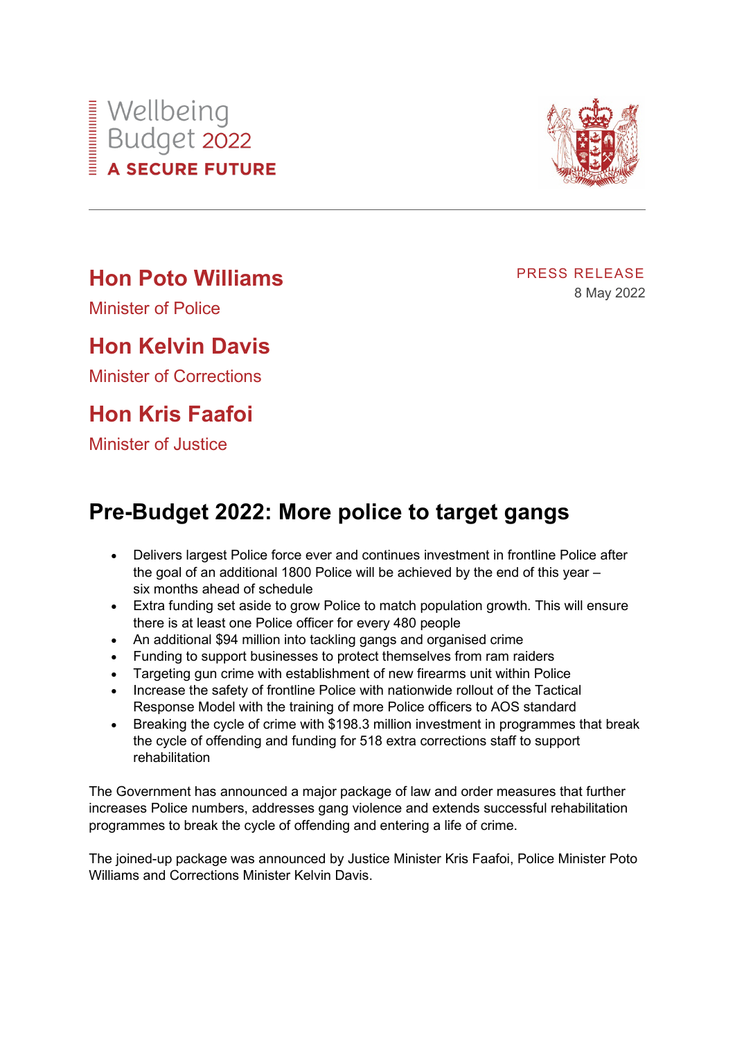Wellbeing
Budget 2022
**A SECURE FUTURE**

**Hon Poto Williams**
Minister of Police

**Hon Kelvin Davis**
Minister of Corrections

**Hon Kris Faafoi**
Minister of Justice

PRESS RELEASE
8 May 2022

# Pre-Budget 2022: More police to target gangs

- Delivers largest Police force ever and continues investment in frontline Police after the goal of an additional 1800 Police will be achieved by the end of this year – six months ahead of schedule
- Extra funding set aside to grow Police to match population growth. This will ensure there is at least one Police officer for every 480 people
- An additional $94 million into tackling gangs and organised crime
- Funding to support businesses to protect themselves from ram raiders
- Targeting gun crime with establishment of new firearms unit within Police
- Increase the safety of frontline Police with nationwide rollout of the Tactical Response Model with the training of more Police officers to AOS standard
- Breaking the cycle of crime with $198.3 million investment in programmes that break the cycle of offending and funding for 518 extra corrections staff to support rehabilitation

The Government has announced a major package of law and order measures that further increases Police numbers, addresses gang violence and extends successful rehabilitation programmes to break the cycle of offending and entering a life of crime.

The joined-up package was announced by Justice Minister Kris Faafoi, Police Minister Poto Williams and Corrections Minister Kelvin Davis.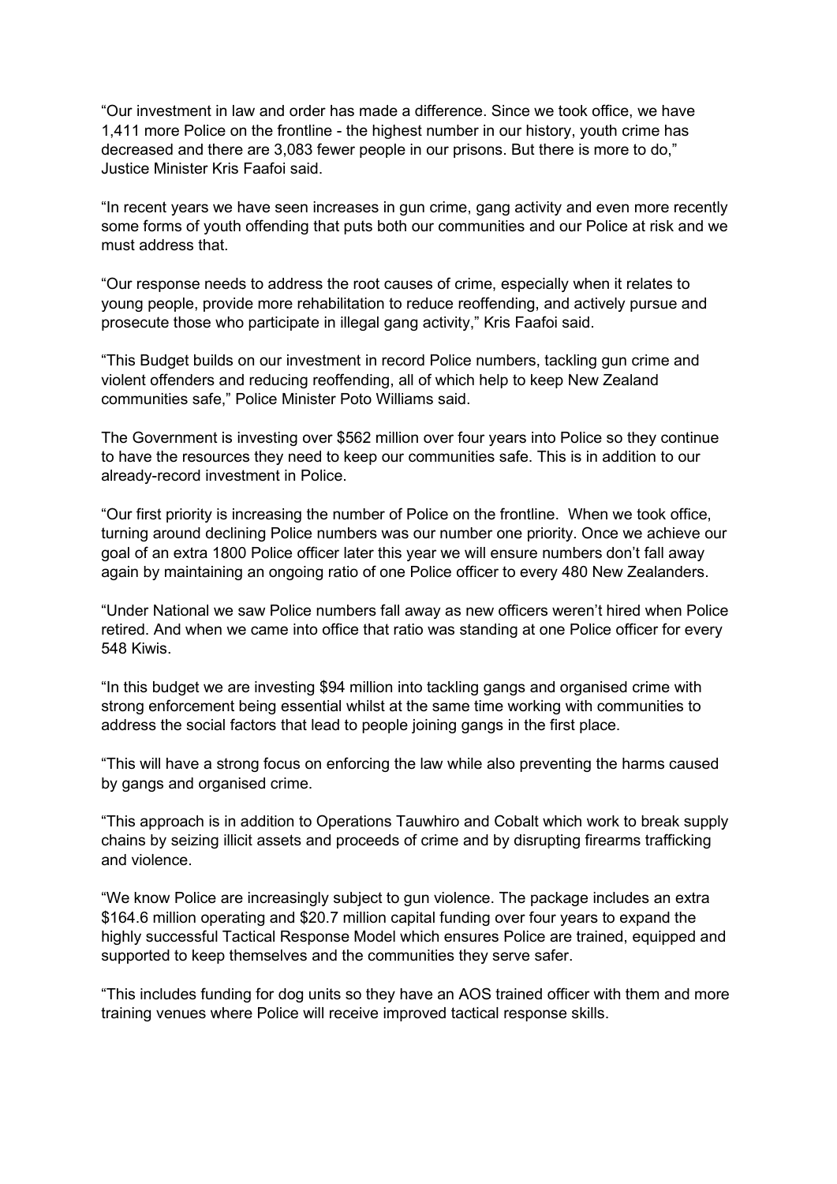"Our investment in law and order has made a difference. Since we took office, we have 1,411 more Police on the frontline - the highest number in our history, youth crime has decreased and there are 3,083 fewer people in our prisons. But there is more to do," Justice Minister Kris Faafoi said.

"In recent years we have seen increases in gun crime, gang activity and even more recently some forms of youth offending that puts both our communities and our Police at risk and we must address that.

"Our response needs to address the root causes of crime, especially when it relates to young people, provide more rehabilitation to reduce reoffending, and actively pursue and prosecute those who participate in illegal gang activity," Kris Faafoi said.

"This Budget builds on our investment in record Police numbers, tackling gun crime and violent offenders and reducing reoffending, all of which help to keep New Zealand communities safe," Police Minister Poto Williams said.

The Government is investing over $562 million over four years into Police so they continue to have the resources they need to keep our communities safe. This is in addition to our already-record investment in Police.

"Our first priority is increasing the number of Police on the frontline. When we took office, turning around declining Police numbers was our number one priority. Once we achieve our goal of an extra 1800 Police officer later this year we will ensure numbers don't fall away again by maintaining an ongoing ratio of one Police officer to every 480 New Zealanders.

"Under National we saw Police numbers fall away as new officers weren't hired when Police retired. And when we came into office that ratio was standing at one Police officer for every 548 Kiwis.

"In this budget we are investing $94 million into tackling gangs and organised crime with strong enforcement being essential whilst at the same time working with communities to address the social factors that lead to people joining gangs in the first place.

"This will have a strong focus on enforcing the law while also preventing the harms caused by gangs and organised crime.

"This approach is in addition to Operations Tauwhiro and Cobalt which work to break supply chains by seizing illicit assets and proceeds of crime and by disrupting firearms trafficking and violence.

"We know Police are increasingly subject to gun violence. The package includes an extra $164.6 million operating and $20.7 million capital funding over four years to expand the highly successful Tactical Response Model which ensures Police are trained, equipped and supported to keep themselves and the communities they serve safer.

"This includes funding for dog units so they have an AOS trained officer with them and more training venues where Police will receive improved tactical response skills.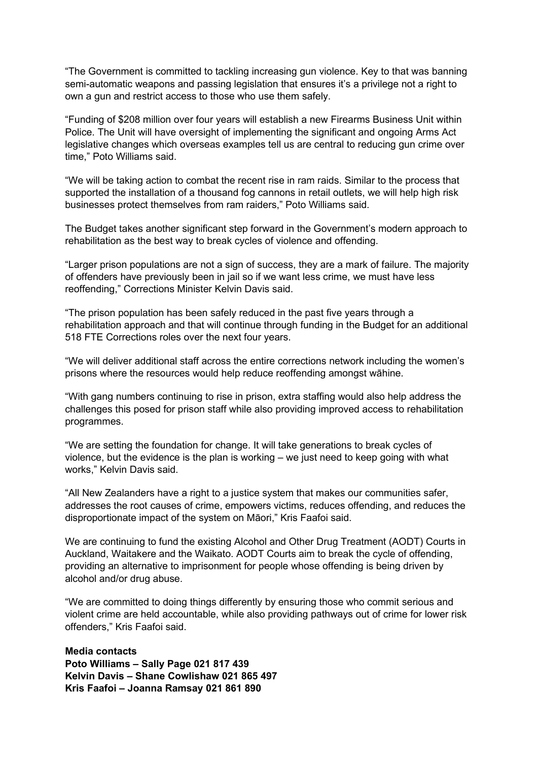“The Government is committed to tackling increasing gun violence. Key to that was banning semi-automatic weapons and passing legislation that ensures it’s a privilege not a right to own a gun and restrict access to those who use them safely.

“Funding of $208 million over four years will establish a new Firearms Business Unit within Police. The Unit will have oversight of implementing the significant and ongoing Arms Act legislative changes which overseas examples tell us are central to reducing gun crime over time,” Poto Williams said.

“We will be taking action to combat the recent rise in ram raids. Similar to the process that supported the installation of a thousand fog cannons in retail outlets, we will help high risk businesses protect themselves from ram raiders,” Poto Williams said.

The Budget takes another significant step forward in the Government’s modern approach to rehabilitation as the best way to break cycles of violence and offending.

“Larger prison populations are not a sign of success, they are a mark of failure. The majority of offenders have previously been in jail so if we want less crime, we must have less reoffending,” Corrections Minister Kelvin Davis said.

“The prison population has been safely reduced in the past five years through a rehabilitation approach and that will continue through funding in the Budget for an additional 518 FTE Corrections roles over the next four years.

“We will deliver additional staff across the entire corrections network including the women’s prisons where the resources would help reduce reoffending amongst wāhine.

“With gang numbers continuing to rise in prison, extra staffing would also help address the challenges this posed for prison staff while also providing improved access to rehabilitation programmes.

“We are setting the foundation for change. It will take generations to break cycles of violence, but the evidence is the plan is working – we just need to keep going with what works,” Kelvin Davis said.

“All New Zealanders have a right to a justice system that makes our communities safer, addresses the root causes of crime, empowers victims, reduces offending, and reduces the disproportionate impact of the system on Māori,” Kris Faafoi said.

We are continuing to fund the existing Alcohol and Other Drug Treatment (AODT) Courts in Auckland, Waitakere and the Waikato. AODT Courts aim to break the cycle of offending, providing an alternative to imprisonment for people whose offending is being driven by alcohol and/or drug abuse.

“We are committed to doing things differently by ensuring those who commit serious and violent crime are held accountable, while also providing pathways out of crime for lower risk offenders,” Kris Faafoi said.

**Media contacts**
**Poto Williams – Sally Page 021 817 439**
**Kelvin Davis – Shane Cowlishaw 021 865 497**
**Kris Faafoi – Joanna Ramsay 021 861 890**